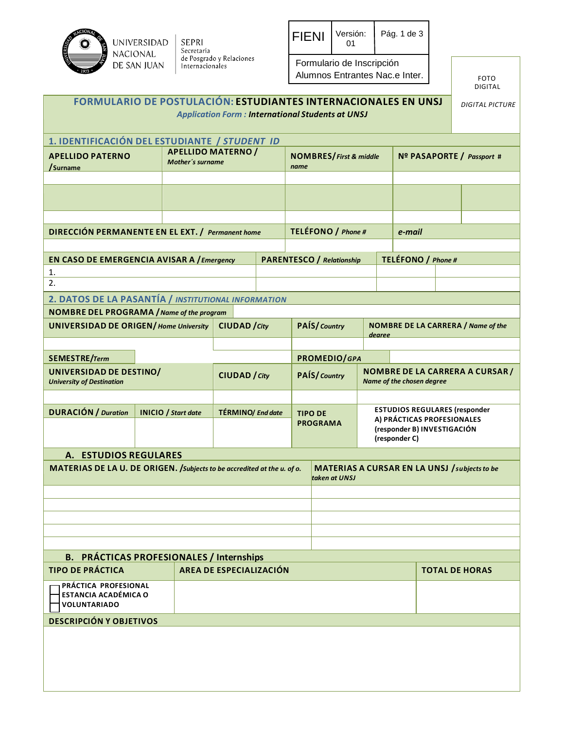UNIVERSIDAD NACIONAL DE SAN JUAN

SEPRI Secretaría de Posgrado y Relaciones Internacionales

| FIENI | Versión: 01 | Pág. 1 de 3 |
|---|---|---|
| Formulario de Inscripción Alumnos Entrantes Nac.e Inter. | | |

FOTO DIGITAL

*DIGITAL PICTURE*

# FORMULARIO DE POSTULACIÓN: ESTUDIANTES INTERNACIONALES EN UNSJ

*Application Form : International Students at UNSJ*

## 1. IDENTIFICACIÓN DEL ESTUDIANTE / *STUDENT ID*

| APELLIDO PATERNO /*Surname* | APELLIDO MATERNO / *Mother´s surname* | NOMBRES/ *First & middle name* | Nº PASAPORTE / *Passport #* | |
|---|---|---|---|---|
| | | | | |
| | | | | |
| | | | | |
| **DIRECCIÓN PERMANENTE EN EL EXT. /** *Permanent home* | | **TELÉFONO /** *Phone #* | *e-mail* | |
| | | | | |

| EN CASO DE EMERGENCIA AVISAR A / *Emergency* | PARENTESCO / *Relationship* | TELÉFONO / *Phone #* | |
|---|---|---|---|
| 1. | | | |
| 2. | | | |

## 2. DATOS DE LA PASANTÍA / *INSTITUTIONAL INFORMATION*

| NOMBRE DEL PROGRAMA / *Name of the program* | | | | |
|---|---|---|---|---|
| **UNIVERSIDAD DE ORIGEN/** *Home University* | | **CIUDAD /** *City* | **PAÍS/** *Country* | **NOMBRE DE LA CARRERA /** *Name of the degree* |
| | | | | |
| **SEMESTRE/***Term* | | | **PROMEDIO/***GPA* | |
| **UNIVERSIDAD DE DESTINO/** *University of Destination* | | **CIUDAD /** *City* | **PAÍS/** *Country* | **NOMBRE DE LA CARRERA A CURSAR /** *Name of the chosen degree* |
| | | | | |
| **DURACIÓN /** *Duration* | **INICIO /** *Start date* | **TÉRMINO/** *End date* | **TIPO DE PROGRAMA** | **ESTUDIOS REGULARES (responder A) PRÁCTICAS PROFESIONALES (responder B) INVESTIGACIÓN (responder C)** |
| | | | | |

### A. ESTUDIOS REGULARES

| MATERIAS DE LA U. DE ORIGEN. /*Subjects to be accredited at the u. of o.* | MATERIAS A CURSAR EN LA UNSJ /*subjects to be taken at UNSJ* |
|---|---|
| | |
| | |
| | |
| | |
| | |

### B. PRÁCTICAS PROFESIONALES / Internships

| TIPO DE PRÁCTICA | AREA DE ESPECIALIZACIÓN | TOTAL DE HORAS |
|---|---|---|
| ☐ PRÁCTICA PROFESIONAL<br>☐ ESTANCIA ACADÉMICA O VOLUNTARIADO | | |

| DESCRIPCIÓN Y OBJETIVOS |
|---|
| |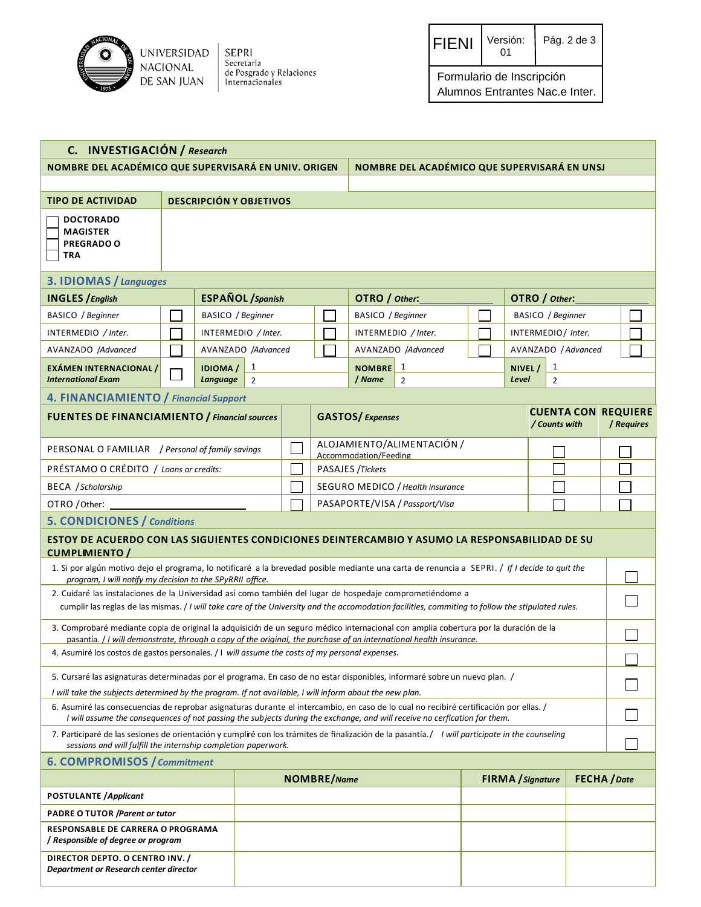UNIVERSIDAD NACIONAL DE SAN JUAN | SEPRI Secretaría de Posgrado y Relaciones Internacionales

| FIENI | Versión: 01 |
|---|---|
| Formulario de Inscripción Alumnos Entrantes Nac.e Inter. | |

## C. INVESTIGACIÓN / *Research*

| NOMBRE DEL ACADÉMICO QUE SUPERVISARÁ EN UNIV. ORIGEN | NOMBRE DEL ACADÉMICO QUE SUPERVISARÁ EN UNSJ |
|---|---|
| | |

| TIPO DE ACTIVIDAD | DESCRIPCIÓN Y OBJETIVOS |
|---|---|
| ☐ DOCTORADO<br>☐ MAGISTER<br>☐ PREGRADO O<br>☐ TRA | |

## 3. IDIOMAS / *Languages*

| INGLES / *English* | | ESPAÑOL / *Spanish* | | OTRO / *Other*: ______ | | OTRO / *Other*: ______ | |
|---|---|---|---|---|---|---|---|
| BASICO / *Beginner* | ☐ | BASICO / *Beginner* | ☐ | BASICO / *Beginner* | ☐ | BASICO / *Beginner* | ☐ |
| INTERMEDIO / *Inter.* | ☐ | INTERMEDIO / *Inter.* | ☐ | INTERMEDIO / *Inter.* | ☐ | INTERMEDIO / *Inter.* | ☐ |
| AVANZADO / *Advanced* | ☐ | AVANZADO / *Advanced* | ☐ | AVANZADO / *Advanced* | ☐ | AVANZADO / *Advanced* | ☐ |
| **EXÁMEN INTERNACIONAL /** ***International Exam*** | ☐ | **IDIOMA /** ***Language*** | 1<br>2 | **NOMBRE /** ***Name*** | 1<br>2 | **NIVEL /** ***Level*** | 1<br>2 |

## 4. FINANCIAMIENTO / *Financial Support*

| FUENTES DE FINANCIAMIENTO / *Financial sources* | | GASTOS / *Expenses* | CUENTA CON / *Counts with* | REQUIERE / *Requires* |
|---|---|---|---|---|
| PERSONAL O FAMILIAR / *Personal of family savings* | ☐ | ALOJAMIENTO/ALIMENTACIÓN / Accommodation/Feeding | ☐ | ☐ |
| PRÉSTAMO O CRÉDITO / *Loans or credits:* | ☐ | PASAJES / *Tickets* | ☐ | ☐ |
| BECA / *Scholarship* | ☐ | SEGURO MEDICO / *Health insurance* | ☐ | ☐ |
| OTRO / Other: ______ | ☐ | PASAPORTE/VISA / *Passport/Visa* | ☐ | ☐ |

## 5. CONDICIONES / *Conditions*

**ESTOY DE ACUERDO CON LAS SIGUIENTES CONDICIONES DEINTERCAMBIO Y ASUMO LA RESPONSABILIDAD DE SU CUMPLIMIENTO /**

| | |
|---|---|
| 1. Si por algún motivo dejo el programa, lo notificaré a la brevedad posible mediante una carta de renuncia a SEPRI. / *If I decide to quit the program, I will notify my decision to the SPyRRII office.* | ☐ |
| 2. Cuidaré las instalaciones de la Universidad así como también del lugar de hospedaje comprometiéndome a cumplir las reglas de las mismas. / *I will take care of the University and the accomodation facilities, commiting to follow the stipulated rules.* | ☐ |
| 3. Comprobaré mediante copia de original la adquisición de un seguro médico internacional con amplia cobertura por la duración de la pasantía. / *I will demonstrate, through a copy of the original, the purchase of an international health insurance.* | ☐ |
| 4. Asumiré los costos de gastos personales. / *I will assume the costs of my personal expenses.* | ☐ |
| 5. Cursaré las asignaturas determinadas por el programa. En caso de no estar disponibles, informaré sobre un nuevo plan. / *I will take the subjects determined by the program. If not available, I will inform about the new plan.* | ☐ |
| 6. Asumiré las consecuencias de reprobar asignaturas durante el intercambio, en caso de lo cual no recibiré certificación por ellas. / *I will assume the consequences of not passing the subjects during the exchange, and will receive no cerfication for them.* | ☐ |
| 7. Participaré de las sesiones de orientación y cumpliré con los trámites de finalización de la pasantía. / *I will participate in the counseling sessions and will fulfill the internship completion paperwork.* | ☐ |

## 6. COMPROMISOS / *Commitment*

| | NOMBRE / *Name* | FIRMA / *Signature* | FECHA / *Date* |
|---|---|---|---|
| **POSTULANTE / *Applicant*** | | | |
| **PADRE O TUTOR / *Parent or tutor*** | | | |
| **RESPONSABLE DE CARRERA O PROGRAMA / *Responsible of degree or program*** | | | |
| **DIRECTOR DEPTO. O CENTRO INV. / *Department or Research center director*** | | | |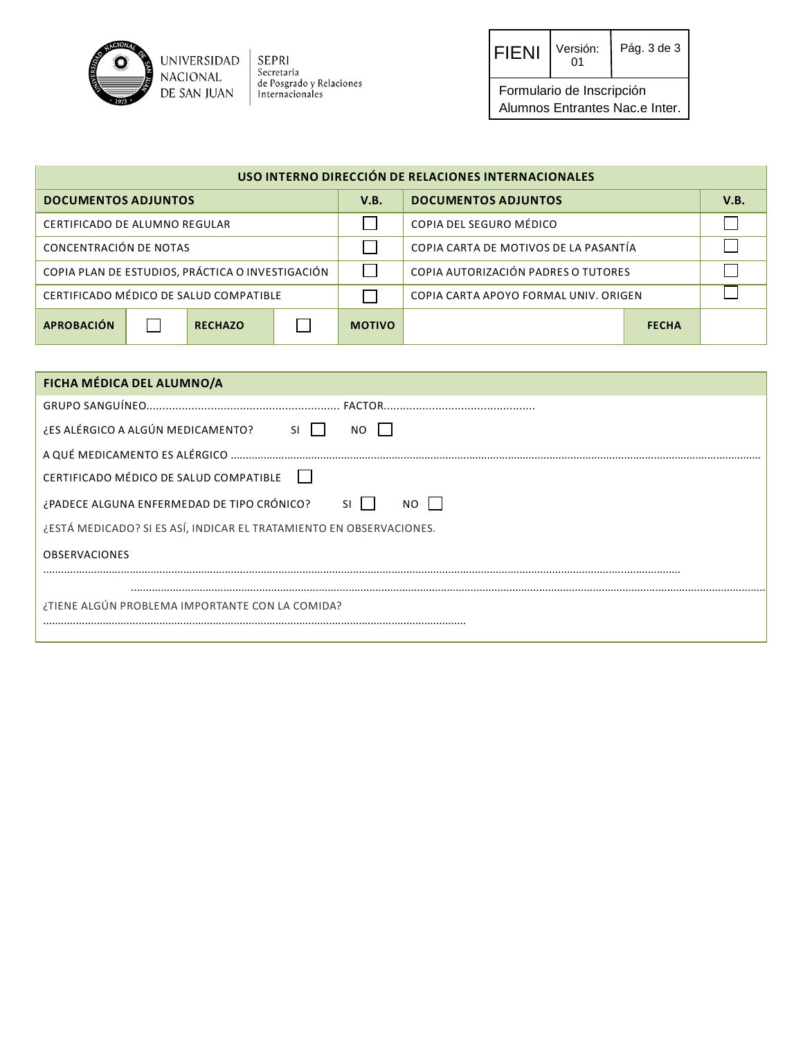| USO INTERNO DIRECCIÓN DE RELACIONES INTERNACIONALES | | | | | | | |
|---|---|---|---|---|---|---|---|
| **DOCUMENTOS ADJUNTOS** | | | | **V.B.** | **DOCUMENTOS ADJUNTOS** | | **V.B.** |
| CERTIFICADO DE ALUMNO REGULAR | | | | ☐ | COPIA DEL SEGURO MÉDICO | | ☐ |
| CONCENTRACIÓN DE NOTAS | | | | ☐ | COPIA CARTA DE MOTIVOS DE LA PASANTÍA | | ☐ |
| COPIA PLAN DE ESTUDIOS, PRÁCTICA O INVESTIGACIÓN | | | | ☐ | COPIA AUTORIZACIÓN PADRES O TUTORES | | ☐ |
| CERTIFICADO MÉDICO DE SALUD COMPATIBLE | | | | ☐ | COPIA CARTA APOYO FORMAL UNIV. ORIGEN | | ☐ |
| **APROBACIÓN** | ☐ | **RECHAZO** | ☐ | **MOTIVO** | | **FECHA** | |

## FICHA MÉDICA DEL ALUMNO/A

GRUPO SANGUÍNEO............................................................ FACTOR...............................................

¿ES ALÉRGICO A ALGÚN MEDICAMENTO? SI ☐ NO ☐

A QUÉ MEDICAMENTO ES ALÉRGICO ..........................................................................................................................................................................

CERTIFICADO MÉDICO DE SALUD COMPATIBLE ☐

¿PADECE ALGUNA ENFERMEDAD DE TIPO CRÓNICO? SI ☐ NO ☐

¿ESTÁ MEDICADO? SI ES ASÍ, INDICAR EL TRATAMIENTO EN OBSERVACIONES.

OBSERVACIONES

..............................................................................................................................................................................................................

..............................................................................................................................................................................................................

¿TIENE ALGÚN PROBLEMA IMPORTANTE CON LA COMIDA?

..............................................................................................................................